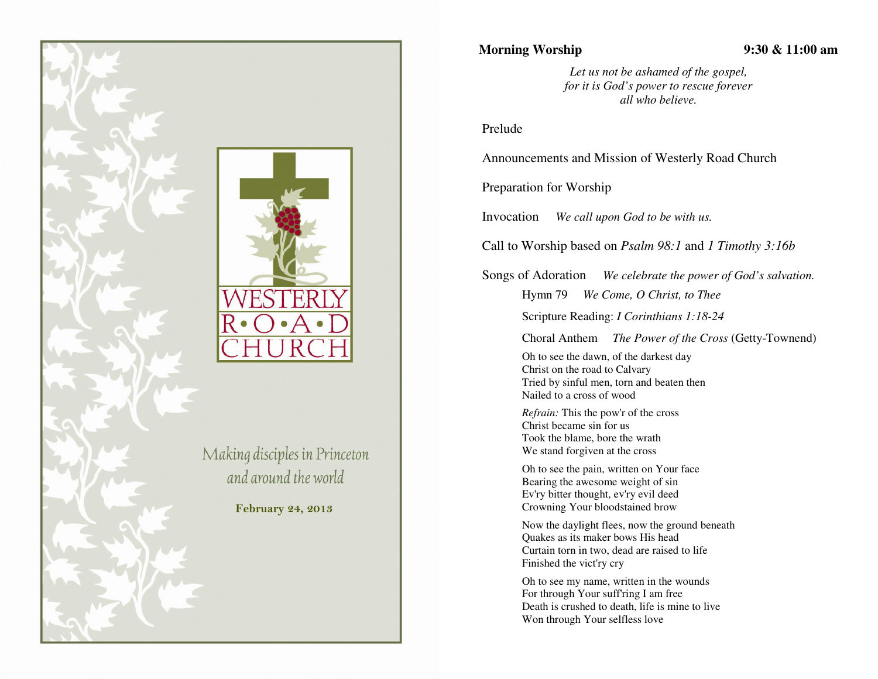# WESTERLY R•O•A•D CHURCH

*Making disciples in Princeton and around the world*

**February 24, 2013**

**Morning Worship** **9:30 & 11:00 am**

*Let us not be ashamed of the gospel,*
*for it is God's power to rescue forever*
*all who believe.*

Prelude

Announcements and Mission of Westerly Road Church

Preparation for Worship

Invocation *We call upon God to be with us.*

Call to Worship based on *Psalm 98:1* and *1 Timothy 3:16b*

Songs of Adoration *We celebrate the power of God's salvation.*

Hymn 79 *We Come, O Christ, to Thee*

Scripture Reading: *I Corinthians 1:18-24*

Choral Anthem *The Power of the Cross* (Getty-Townend)

Oh to see the dawn, of the darkest day
Christ on the road to Calvary
Tried by sinful men, torn and beaten then
Nailed to a cross of wood

*Refrain:* This the pow'r of the cross
Christ became sin for us
Took the blame, bore the wrath
We stand forgiven at the cross

Oh to see the pain, written on Your face
Bearing the awesome weight of sin
Ev'ry bitter thought, ev'ry evil deed
Crowning Your bloodstained brow

Now the daylight flees, now the ground beneath
Quakes as its maker bows His head
Curtain torn in two, dead are raised to life
Finished the vict'ry cry

Oh to see my name, written in the wounds
For through Your suff'ring I am free
Death is crushed to death, life is mine to live
Won through Your selfless love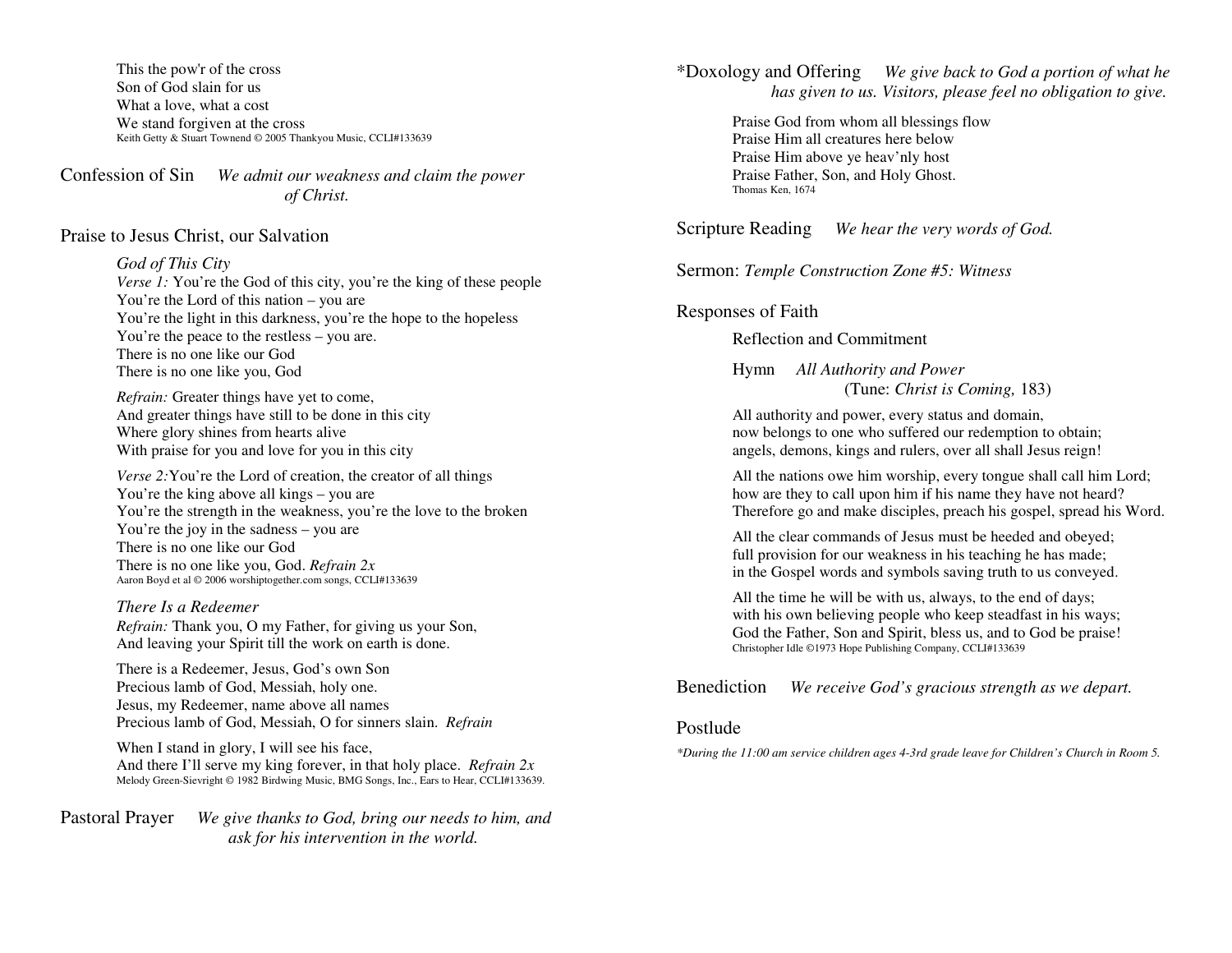This the pow'r of the cross
Son of God slain for us
What a love, what a cost
We stand forgiven at the cross
Keith Getty & Stuart Townend © 2005 Thankyou Music, CCLI#133639

## Confession of Sin *We admit our weakness and claim the power of Christ.*

## Praise to Jesus Christ, our Salvation

*God of This City*
*Verse 1:* You're the God of this city, you're the king of these people
You're the Lord of this nation – you are
You're the light in this darkness, you're the hope to the hopeless
You're the peace to the restless – you are.
There is no one like our God
There is no one like you, God

*Refrain:* Greater things have yet to come,
And greater things have still to be done in this city
Where glory shines from hearts alive
With praise for you and love for you in this city

*Verse 2:* You're the Lord of creation, the creator of all things
You're the king above all kings – you are
You're the strength in the weakness, you're the love to the broken
You're the joy in the sadness – you are
There is no one like our God
There is no one like you, God. *Refrain 2x*
Aaron Boyd et al © 2006 worshiptogether.com songs, CCLI#133639

*There Is a Redeemer*
*Refrain:* Thank you, O my Father, for giving us your Son,
And leaving your Spirit till the work on earth is done.

There is a Redeemer, Jesus, God's own Son
Precious lamb of God, Messiah, holy one.
Jesus, my Redeemer, name above all names
Precious lamb of God, Messiah, O for sinners slain. *Refrain*

When I stand in glory, I will see his face,
And there I'll serve my king forever, in that holy place. *Refrain 2x*
Melody Green-Sievright © 1982 Birdwing Music, BMG Songs, Inc., Ears to Hear, CCLI#133639.

## Pastoral Prayer *We give thanks to God, bring our needs to him, and ask for his intervention in the world.*

## *Doxology and Offering *We give back to God a portion of what he has given to us. Visitors, please feel no obligation to give.*

Praise God from whom all blessings flow
Praise Him all creatures here below
Praise Him above ye heav'nly host
Praise Father, Son, and Holy Ghost.
Thomas Ken, 1674

## Scripture Reading *We hear the very words of God.*

## Sermon: *Temple Construction Zone #5: Witness*

## Responses of Faith

Reflection and Commitment

Hymn *All Authority and Power*
(Tune: *Christ is Coming,* 183)

All authority and power, every status and domain,
now belongs to one who suffered our redemption to obtain;
angels, demons, kings and rulers, over all shall Jesus reign!

All the nations owe him worship, every tongue shall call him Lord;
how are they to call upon him if his name they have not heard?
Therefore go and make disciples, preach his gospel, spread his Word.

All the clear commands of Jesus must be heeded and obeyed;
full provision for our weakness in his teaching he has made;
in the Gospel words and symbols saving truth to us conveyed.

All the time he will be with us, always, to the end of days;
with his own believing people who keep steadfast in his ways;
God the Father, Son and Spirit, bless us, and to God be praise!
Christopher Idle ©1973 Hope Publishing Company, CCLI#133639

## Benediction *We receive God's gracious strength as we depart.*

## Postlude

*During the 11:00 am service children ages 4-3rd grade leave for Children's Church in Room 5.*